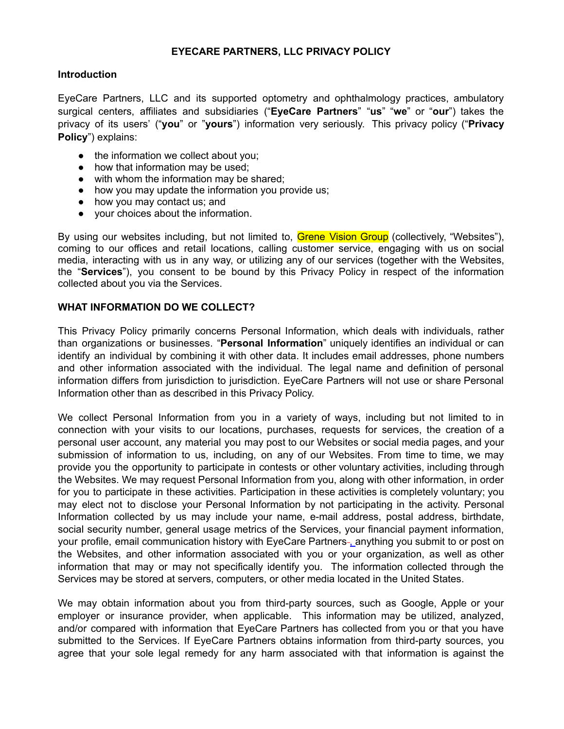# EYECARE PARTNERS, LLC PRIVACY POLICY

## Introduction

EyeCare Partners, LLC and its supported optometry and ophthalmology practices, ambulatory surgical centers, affiliates and subsidiaries ("**EyeCare Partners**" "**us**" "**we**" or "**our**") takes the privacy of its users' ("**you**" or "**yours**") information very seriously. This privacy policy ("**Privacy Policy**") explains:

- the information we collect about you;
- how that information may be used;
- with whom the information may be shared;
- how you may update the information you provide us;
- how you may contact us; and
- your choices about the information.

By using our websites including, but not limited to, Grene Vision Group (collectively, "Websites"), coming to our offices and retail locations, calling customer service, engaging with us on social media, interacting with us in any way, or utilizing any of our services (together with the Websites, the "**Services**"), you consent to be bound by this Privacy Policy in respect of the information collected about you via the Services.

## WHAT INFORMATION DO WE COLLECT?

This Privacy Policy primarily concerns Personal Information, which deals with individuals, rather than organizations or businesses. "**Personal Information**" uniquely identifies an individual or can identify an individual by combining it with other data. It includes email addresses, phone numbers and other information associated with the individual. The legal name and definition of personal information differs from jurisdiction to jurisdiction. EyeCare Partners will not use or share Personal Information other than as described in this Privacy Policy.

We collect Personal Information from you in a variety of ways, including but not limited to in connection with your visits to our locations, purchases, requests for services, the creation of a personal user account, any material you may post to our Websites or social media pages, and your submission of information to us, including, on any of our Websites. From time to time, we may provide you the opportunity to participate in contests or other voluntary activities, including through the Websites. We may request Personal Information from you, along with other information, in order for you to participate in these activities. Participation in these activities is completely voluntary; you may elect not to disclose your Personal Information by not participating in the activity. Personal Information collected by us may include your name, e-mail address, postal address, birthdate, social security number, general usage metrics of the Services, your financial payment information, your profile, email communication history with EyeCare Partners, anything you submit to or post on the Websites, and other information associated with you or your organization, as well as other information that may or may not specifically identify you. The information collected through the Services may be stored at servers, computers, or other media located in the United States.

We may obtain information about you from third-party sources, such as Google, Apple or your employer or insurance provider, when applicable. This information may be utilized, analyzed, and/or compared with information that EyeCare Partners has collected from you or that you have submitted to the Services. If EyeCare Partners obtains information from third-party sources, you agree that your sole legal remedy for any harm associated with that information is against the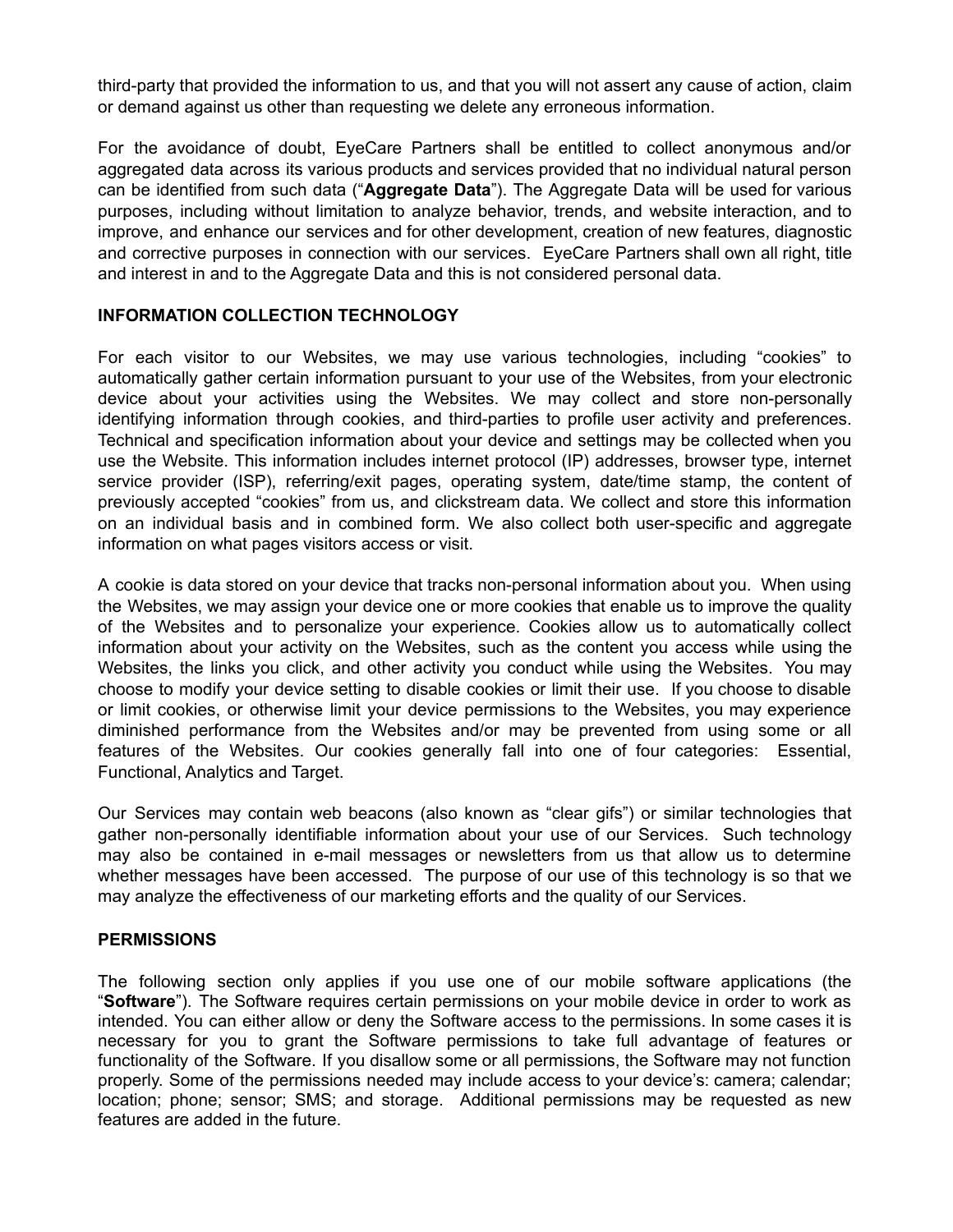third-party that provided the information to us, and that you will not assert any cause of action, claim or demand against us other than requesting we delete any erroneous information.

For the avoidance of doubt, EyeCare Partners shall be entitled to collect anonymous and/or aggregated data across its various products and services provided that no individual natural person can be identified from such data ("**Aggregate Data**"). The Aggregate Data will be used for various purposes, including without limitation to analyze behavior, trends, and website interaction, and to improve, and enhance our services and for other development, creation of new features, diagnostic and corrective purposes in connection with our services. EyeCare Partners shall own all right, title and interest in and to the Aggregate Data and this is not considered personal data.

## INFORMATION COLLECTION TECHNOLOGY

For each visitor to our Websites, we may use various technologies, including "cookies" to automatically gather certain information pursuant to your use of the Websites, from your electronic device about your activities using the Websites. We may collect and store non-personally identifying information through cookies, and third-parties to profile user activity and preferences. Technical and specification information about your device and settings may be collected when you use the Website. This information includes internet protocol (IP) addresses, browser type, internet service provider (ISP), referring/exit pages, operating system, date/time stamp, the content of previously accepted "cookies" from us, and clickstream data. We collect and store this information on an individual basis and in combined form. We also collect both user-specific and aggregate information on what pages visitors access or visit.

A cookie is data stored on your device that tracks non-personal information about you. When using the Websites, we may assign your device one or more cookies that enable us to improve the quality of the Websites and to personalize your experience. Cookies allow us to automatically collect information about your activity on the Websites, such as the content you access while using the Websites, the links you click, and other activity you conduct while using the Websites. You may choose to modify your device setting to disable cookies or limit their use. If you choose to disable or limit cookies, or otherwise limit your device permissions to the Websites, you may experience diminished performance from the Websites and/or may be prevented from using some or all features of the Websites. Our cookies generally fall into one of four categories: Essential, Functional, Analytics and Target.

Our Services may contain web beacons (also known as "clear gifs") or similar technologies that gather non-personally identifiable information about your use of our Services. Such technology may also be contained in e-mail messages or newsletters from us that allow us to determine whether messages have been accessed. The purpose of our use of this technology is so that we may analyze the effectiveness of our marketing efforts and the quality of our Services.

## PERMISSIONS

The following section only applies if you use one of our mobile software applications (the "**Software**"). The Software requires certain permissions on your mobile device in order to work as intended. You can either allow or deny the Software access to the permissions. In some cases it is necessary for you to grant the Software permissions to take full advantage of features or functionality of the Software. If you disallow some or all permissions, the Software may not function properly. Some of the permissions needed may include access to your device's: camera; calendar; location; phone; sensor; SMS; and storage. Additional permissions may be requested as new features are added in the future.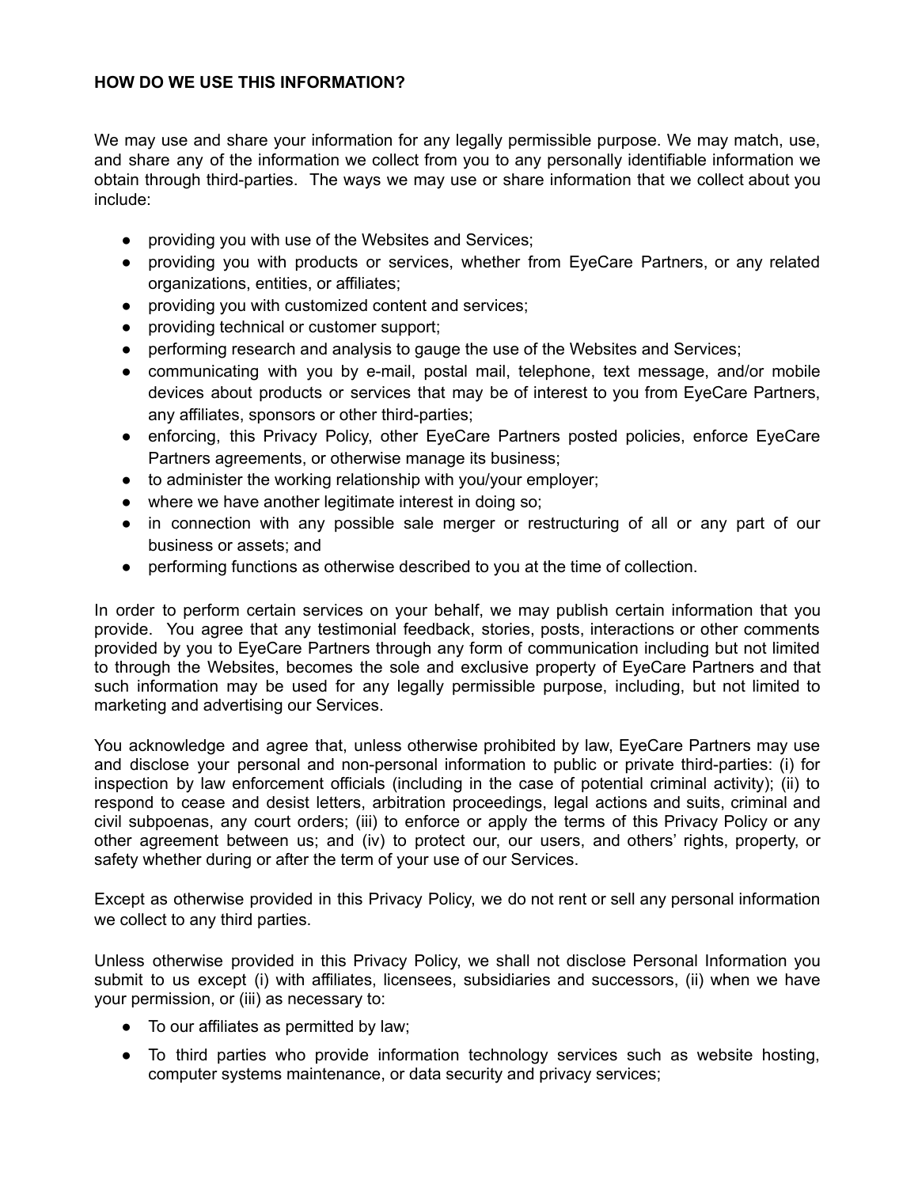**HOW DO WE USE THIS INFORMATION?**

We may use and share your information for any legally permissible purpose. We may match, use, and share any of the information we collect from you to any personally identifiable information we obtain through third-parties. The ways we may use or share information that we collect about you include:

- providing you with use of the Websites and Services;
- providing you with products or services, whether from EyeCare Partners, or any related organizations, entities, or affiliates;
- providing you with customized content and services;
- providing technical or customer support;
- performing research and analysis to gauge the use of the Websites and Services;
- communicating with you by e-mail, postal mail, telephone, text message, and/or mobile devices about products or services that may be of interest to you from EyeCare Partners, any affiliates, sponsors or other third-parties;
- enforcing, this Privacy Policy, other EyeCare Partners posted policies, enforce EyeCare Partners agreements, or otherwise manage its business;
- to administer the working relationship with you/your employer;
- where we have another legitimate interest in doing so;
- in connection with any possible sale merger or restructuring of all or any part of our business or assets; and
- performing functions as otherwise described to you at the time of collection.

In order to perform certain services on your behalf, we may publish certain information that you provide. You agree that any testimonial feedback, stories, posts, interactions or other comments provided by you to EyeCare Partners through any form of communication including but not limited to through the Websites, becomes the sole and exclusive property of EyeCare Partners and that such information may be used for any legally permissible purpose, including, but not limited to marketing and advertising our Services.

You acknowledge and agree that, unless otherwise prohibited by law, EyeCare Partners may use and disclose your personal and non-personal information to public or private third-parties: (i) for inspection by law enforcement officials (including in the case of potential criminal activity); (ii) to respond to cease and desist letters, arbitration proceedings, legal actions and suits, criminal and civil subpoenas, any court orders; (iii) to enforce or apply the terms of this Privacy Policy or any other agreement between us; and (iv) to protect our, our users, and others' rights, property, or safety whether during or after the term of your use of our Services.

Except as otherwise provided in this Privacy Policy, we do not rent or sell any personal information we collect to any third parties.

Unless otherwise provided in this Privacy Policy, we shall not disclose Personal Information you submit to us except (i) with affiliates, licensees, subsidiaries and successors, (ii) when we have your permission, or (iii) as necessary to:

- To our affiliates as permitted by law;
- To third parties who provide information technology services such as website hosting, computer systems maintenance, or data security and privacy services;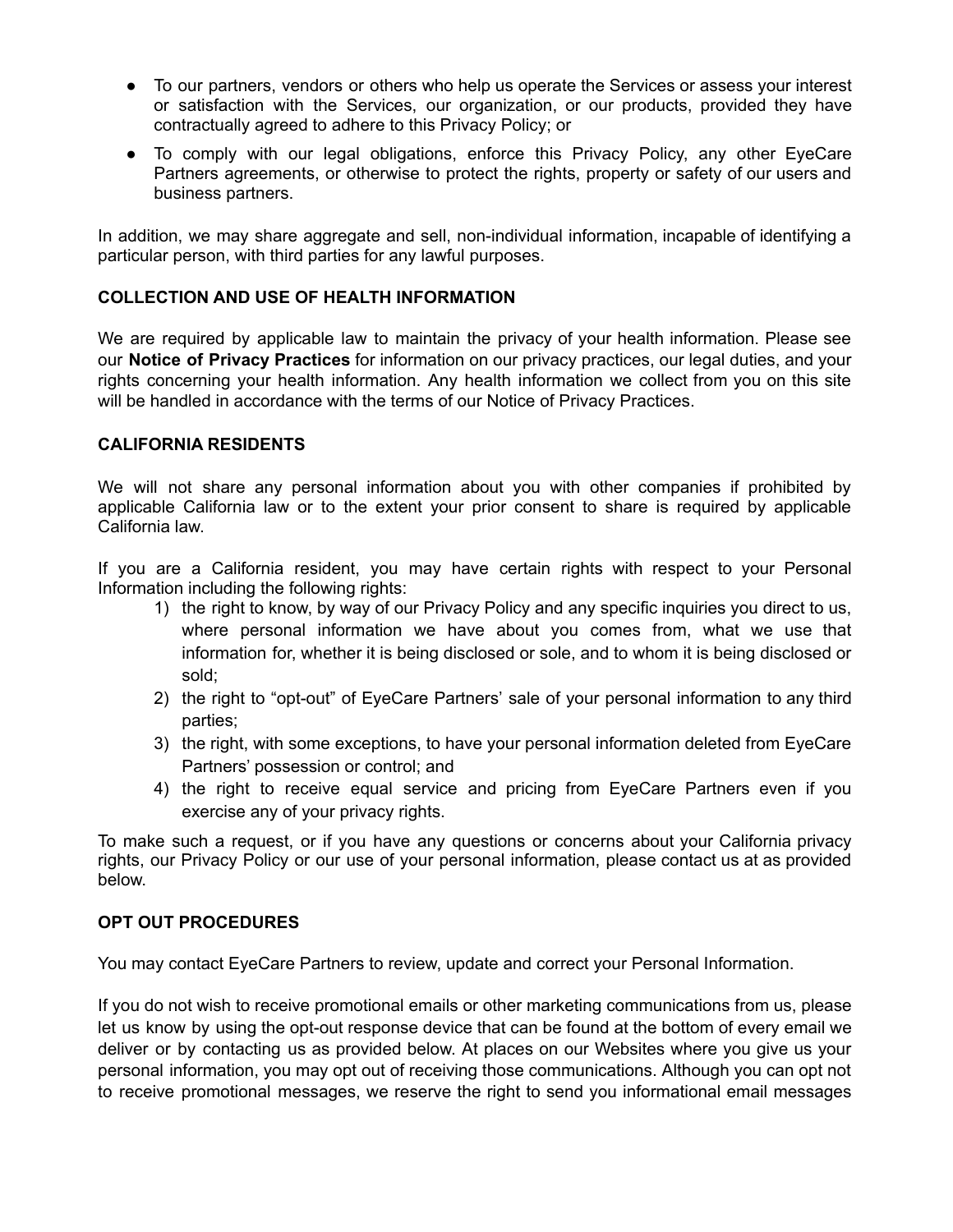- To our partners, vendors or others who help us operate the Services or assess your interest or satisfaction with the Services, our organization, or our products, provided they have contractually agreed to adhere to this Privacy Policy; or
- To comply with our legal obligations, enforce this Privacy Policy, any other EyeCare Partners agreements, or otherwise to protect the rights, property or safety of our users and business partners.

In addition, we may share aggregate and sell, non-individual information, incapable of identifying a particular person, with third parties for any lawful purposes.

**COLLECTION AND USE OF HEALTH INFORMATION**

We are required by applicable law to maintain the privacy of your health information. Please see our **Notice of Privacy Practices** for information on our privacy practices, our legal duties, and your rights concerning your health information. Any health information we collect from you on this site will be handled in accordance with the terms of our Notice of Privacy Practices.

**CALIFORNIA RESIDENTS**

We will not share any personal information about you with other companies if prohibited by applicable California law or to the extent your prior consent to share is required by applicable California law.

If you are a California resident, you may have certain rights with respect to your Personal Information including the following rights:

1) the right to know, by way of our Privacy Policy and any specific inquiries you direct to us, where personal information we have about you comes from, what we use that information for, whether it is being disclosed or sole, and to whom it is being disclosed or sold;
2) the right to "opt-out" of EyeCare Partners' sale of your personal information to any third parties;
3) the right, with some exceptions, to have your personal information deleted from EyeCare Partners' possession or control; and
4) the right to receive equal service and pricing from EyeCare Partners even if you exercise any of your privacy rights.

To make such a request, or if you have any questions or concerns about your California privacy rights, our Privacy Policy or our use of your personal information, please contact us at as provided below.

**OPT OUT PROCEDURES**

You may contact EyeCare Partners to review, update and correct your Personal Information.

If you do not wish to receive promotional emails or other marketing communications from us, please let us know by using the opt-out response device that can be found at the bottom of every email we deliver or by contacting us as provided below. At places on our Websites where you give us your personal information, you may opt out of receiving those communications. Although you can opt not to receive promotional messages, we reserve the right to send you informational email messages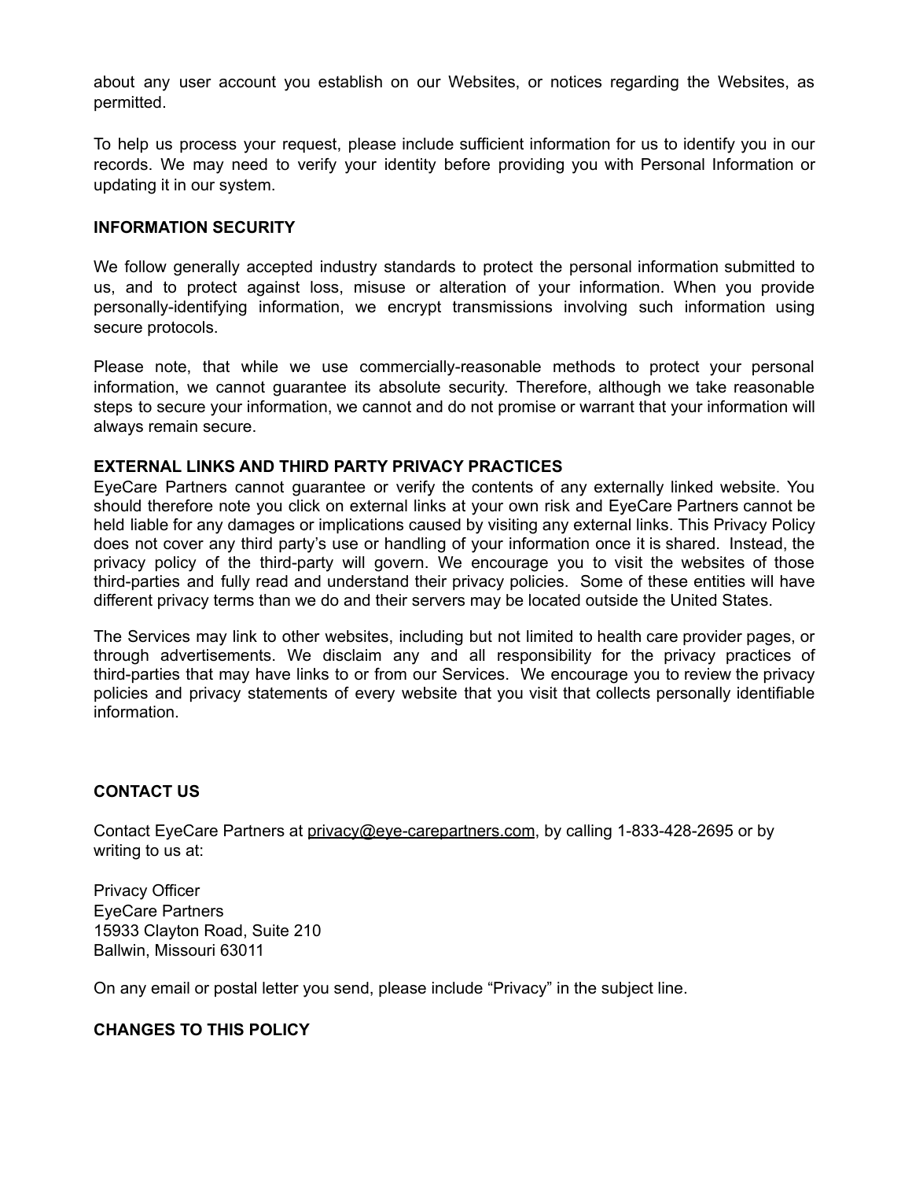about any user account you establish on our Websites, or notices regarding the Websites, as permitted.

To help us process your request, please include sufficient information for us to identify you in our records. We may need to verify your identity before providing you with Personal Information or updating it in our system.

**INFORMATION SECURITY**

We follow generally accepted industry standards to protect the personal information submitted to us, and to protect against loss, misuse or alteration of your information. When you provide personally-identifying information, we encrypt transmissions involving such information using secure protocols.

Please note, that while we use commercially-reasonable methods to protect your personal information, we cannot guarantee its absolute security. Therefore, although we take reasonable steps to secure your information, we cannot and do not promise or warrant that your information will always remain secure.

**EXTERNAL LINKS AND THIRD PARTY PRIVACY PRACTICES**

EyeCare Partners cannot guarantee or verify the contents of any externally linked website. You should therefore note you click on external links at your own risk and EyeCare Partners cannot be held liable for any damages or implications caused by visiting any external links. This Privacy Policy does not cover any third party's use or handling of your information once it is shared. Instead, the privacy policy of the third-party will govern. We encourage you to visit the websites of those third-parties and fully read and understand their privacy policies. Some of these entities will have different privacy terms than we do and their servers may be located outside the United States.

The Services may link to other websites, including but not limited to health care provider pages, or through advertisements. We disclaim any and all responsibility for the privacy practices of third-parties that may have links to or from our Services. We encourage you to review the privacy policies and privacy statements of every website that you visit that collects personally identifiable information.

**CONTACT US**

Contact EyeCare Partners at privacy@eye-carepartners.com, by calling 1-833-428-2695 or by writing to us at:

Privacy Officer
EyeCare Partners
15933 Clayton Road, Suite 210
Ballwin, Missouri 63011

On any email or postal letter you send, please include "Privacy" in the subject line.

**CHANGES TO THIS POLICY**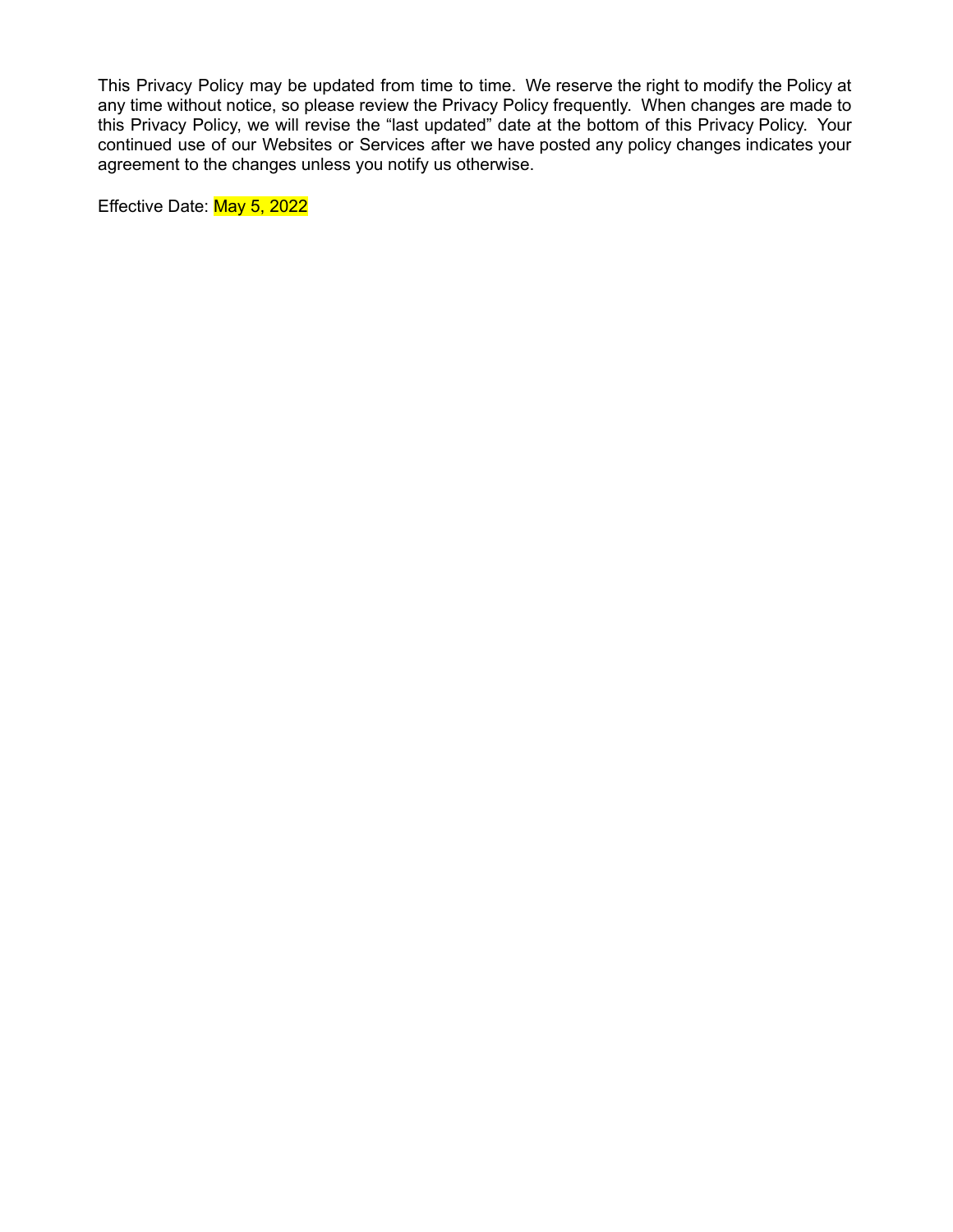This Privacy Policy may be updated from time to time. We reserve the right to modify the Policy at any time without notice, so please review the Privacy Policy frequently. When changes are made to this Privacy Policy, we will revise the "last updated" date at the bottom of this Privacy Policy. Your continued use of our Websites or Services after we have posted any policy changes indicates your agreement to the changes unless you notify us otherwise.

Effective Date: May 5, 2022